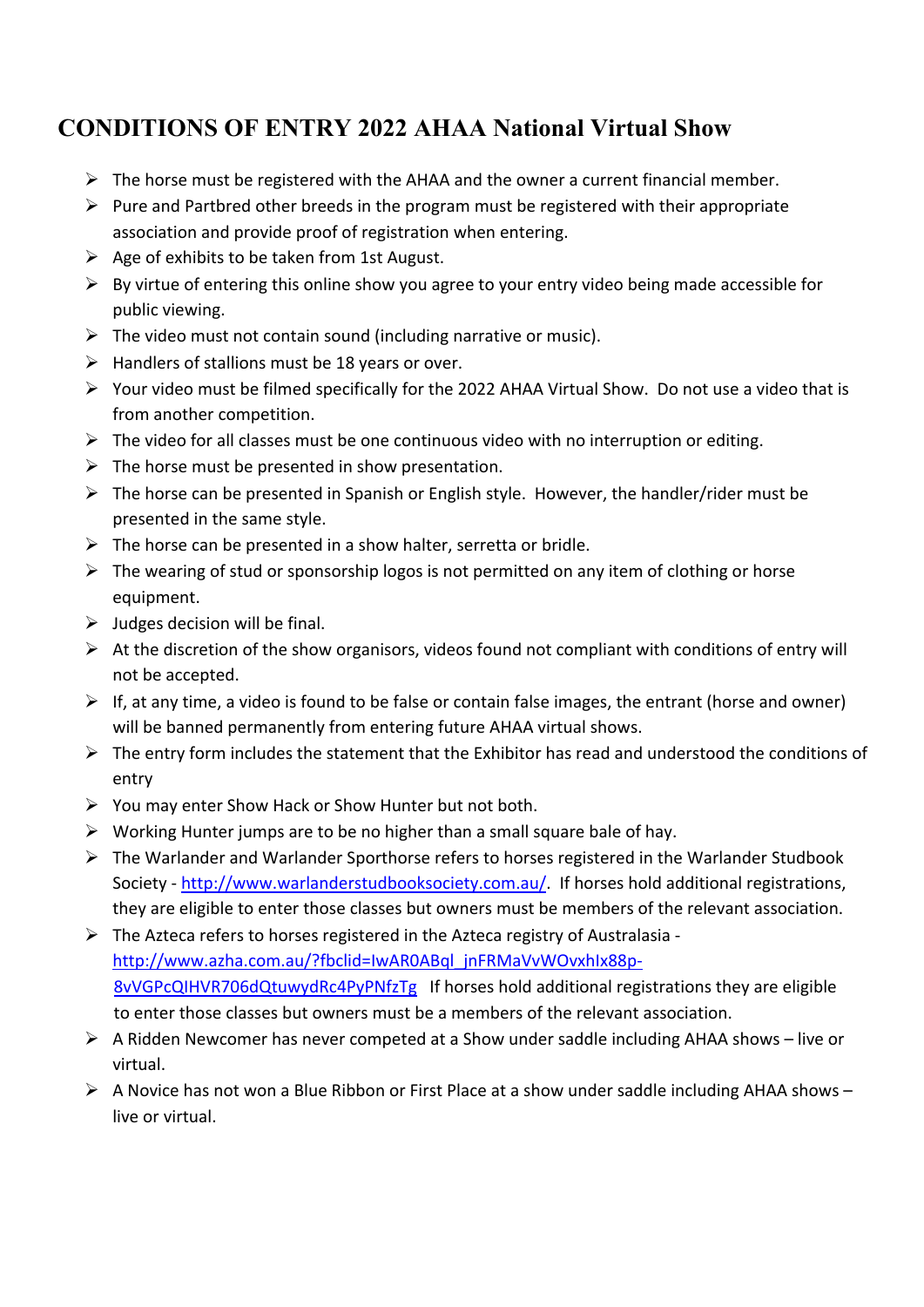# CONDITIONS OF ENTRY 2022 AHAA National Virtual Show

- The horse must be registered with the AHAA and the owner a current financial member.
- Pure and Partbred other breeds in the program must be registered with their appropriate association and provide proof of registration when entering.
- Age of exhibits to be taken from 1st August.
- By virtue of entering this online show you agree to your entry video being made accessible for public viewing.
- The video must not contain sound (including narrative or music).
- Handlers of stallions must be 18 years or over.
- Your video must be filmed specifically for the 2022 AHAA Virtual Show. Do not use a video that is from another competition.
- The video for all classes must be one continuous video with no interruption or editing.
- The horse must be presented in show presentation.
- The horse can be presented in Spanish or English style. However, the handler/rider must be presented in the same style.
- The horse can be presented in a show halter, serretta or bridle.
- The wearing of stud or sponsorship logos is not permitted on any item of clothing or horse equipment.
- Judges decision will be final.
- At the discretion of the show organisors, videos found not compliant with conditions of entry will not be accepted.
- If, at any time, a video is found to be false or contain false images, the entrant (horse and owner) will be banned permanently from entering future AHAA virtual shows.
- The entry form includes the statement that the Exhibitor has read and understood the conditions of entry
- You may enter Show Hack or Show Hunter but not both.
- Working Hunter jumps are to be no higher than a small square bale of hay.
- The Warlander and Warlander Sporthorse refers to horses registered in the Warlander Studbook Society - [http://www.warlanderstudbooksociety.com.au/](http://www.warlanderstudbooksociety.com.au/). If horses hold additional registrations, they are eligible to enter those classes but owners must be members of the relevant association.
- The Azteca refers to horses registered in the Azteca registry of Australasia - [http://www.azha.com.au/?fbclid=IwAR0ABql_jnFRMaVvWOvxhIx88p-8vVGPcQIHVR706dQtuwydRc4PyPNfzTg](http://www.azha.com.au/?fbclid=IwAR0ABql_jnFRMaVvWOvxhIx88p-8vVGPcQIHVR706dQtuwydRc4PyPNfzTg) If horses hold additional registrations they are eligible to enter those classes but owners must be a members of the relevant association.
- A Ridden Newcomer has never competed at a Show under saddle including AHAA shows – live or virtual.
- A Novice has not won a Blue Ribbon or First Place at a show under saddle including AHAA shows – live or virtual.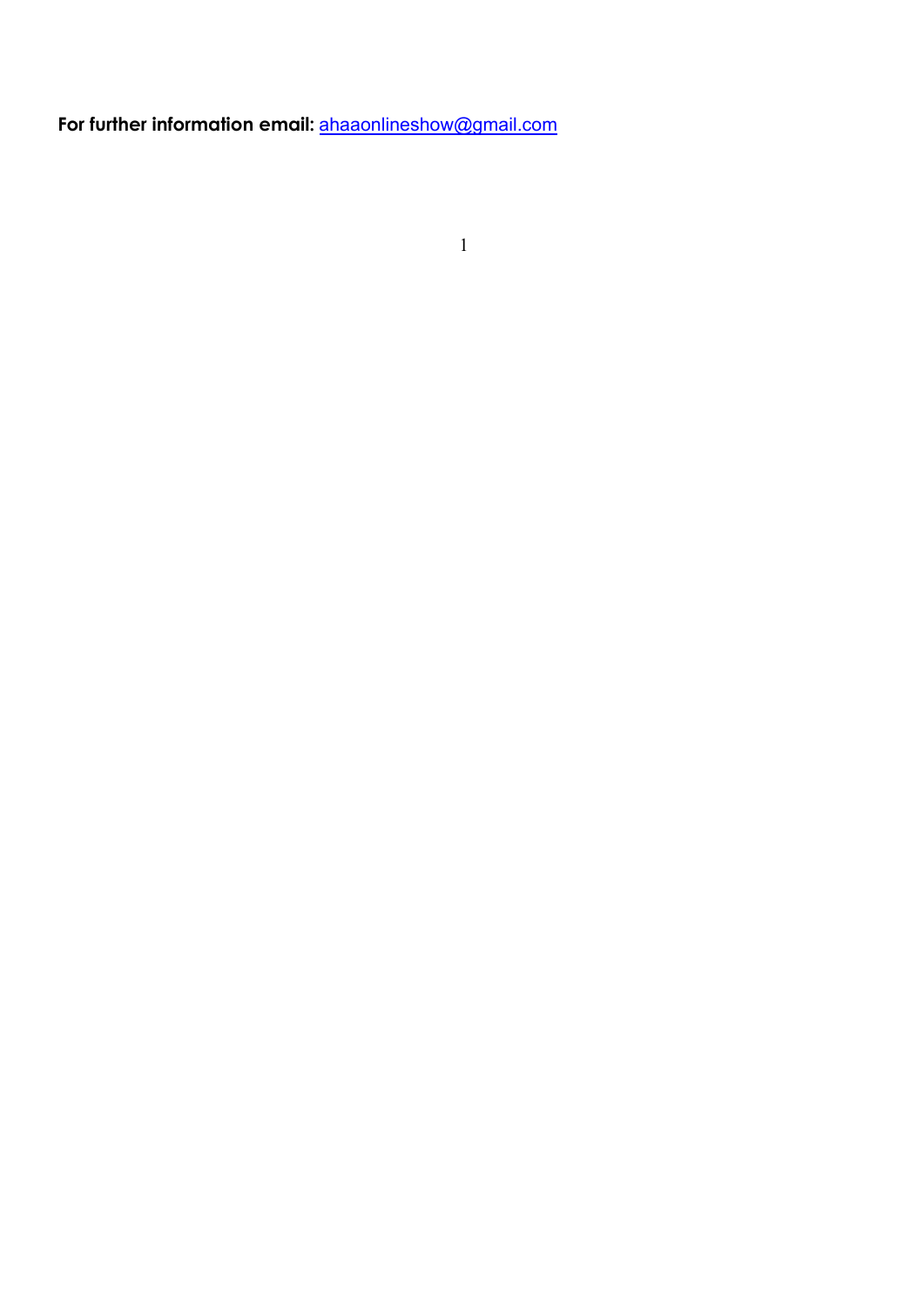**For further information email:** ahaaonlineshow@gmail.com